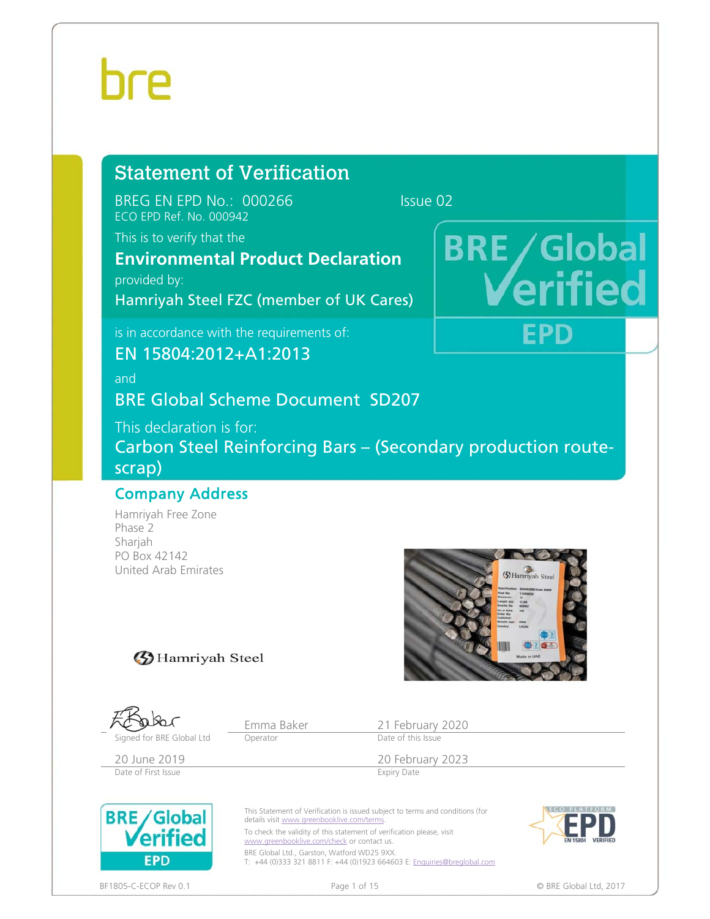bre

# Statement of Verification

BREG EN EPD No.: 000266 Issue 02

ECO EPD Ref. No. 000942

This is to verify that the

**Environmental Product Declaration**

provided by:

Hamriyah Steel FZC (member of UK Cares)

is in accordance with the requirements of:

EN 15804:2012+A1:2013

and

BRE Global Scheme Document SD207

This declaration is for:

Carbon Steel Reinforcing Bars – (Secondary production route-scrap)

BRE Global Verified EPD

## Company Address

Hamriyah Free Zone
Phase 2
Sharjah
PO Box 42142
United Arab Emirates

Hamriyah Steel

| Signed for BRE Global Ltd | Emma Baker<br>Operator | 21 February 2020<br>Date of this Issue |
| --- | --- | --- |
| 20 June 2019<br>Date of First Issue | | 20 February 2023<br>Expiry Date |

This Statement of Verification is issued subject to terms and conditions (for details visit www.greenbooklive.com/terms.

To check the validity of this statement of verification please, visit www.greenbooklive.com/check or contact us.

BRE Global Ltd., Garston, Watford WD25 9XX.
T: +44 (0)333 321 8811 F: +44 (0)1923 664603 E: Enquiries@breglobal.com

ECO PLATFORM EPD EN 15804 VERIFIED

BF1805-C-ECOP Rev 0.1 © BRE Global Ltd, 2017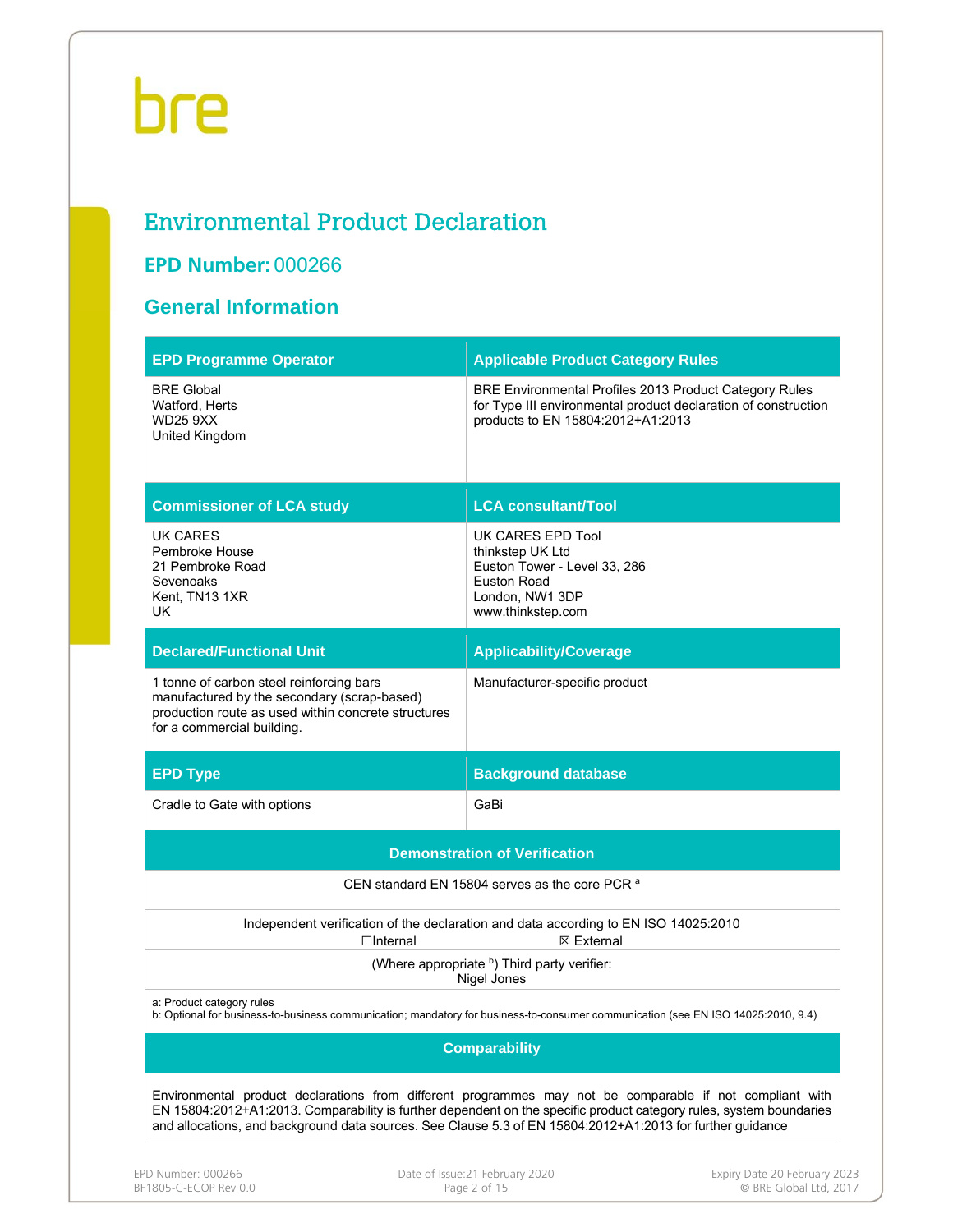bre

# Environmental Product Declaration

## EPD Number: 000266

## General Information

| EPD Programme Operator | Applicable Product Category Rules |
|---|---|
| BRE Global<br>Watford, Herts<br>WD25 9XX<br>United Kingdom | BRE Environmental Profiles 2013 Product Category Rules for Type III environmental product declaration of construction products to EN 15804:2012+A1:2013 |
| **Commissioner of LCA study** | **LCA consultant/Tool** |
| UK CARES<br>Pembroke House<br>21 Pembroke Road<br>Sevenoaks<br>Kent, TN13 1XR<br>UK | UK CARES EPD Tool<br>thinkstep UK Ltd<br>Euston Tower - Level 33, 286<br>Euston Road<br>London, NW1 3DP<br>www.thinkstep.com |
| **Declared/Functional Unit** | **Applicability/Coverage** |
| 1 tonne of carbon steel reinforcing bars manufactured by the secondary (scrap-based) production route as used within concrete structures for a commercial building. | Manufacturer-specific product |
| **EPD Type** | **Background database** |
| Cradle to Gate with options | GaBi |

| Demonstration of Verification |
|---|
| CEN standard EN 15804 serves as the core PCR [a] |
| Independent verification of the declaration and data according to EN ISO 14025:2010<br>☐Internal ☒ External |
| (Where appropriate [b]) Third party verifier:<br>Nigel Jones |
| a: Product category rules<br>b: Optional for business-to-business communication; mandatory for business-to-consumer communication (see EN ISO 14025:2010, 9.4) |

| Comparability |
|---|
| Environmental product declarations from different programmes may not be comparable if not compliant with EN 15804:2012+A1:2013. Comparability is further dependent on the specific product category rules, system boundaries and allocations, and background data sources. See Clause 5.3 of EN 15804:2012+A1:2013 for further guidance |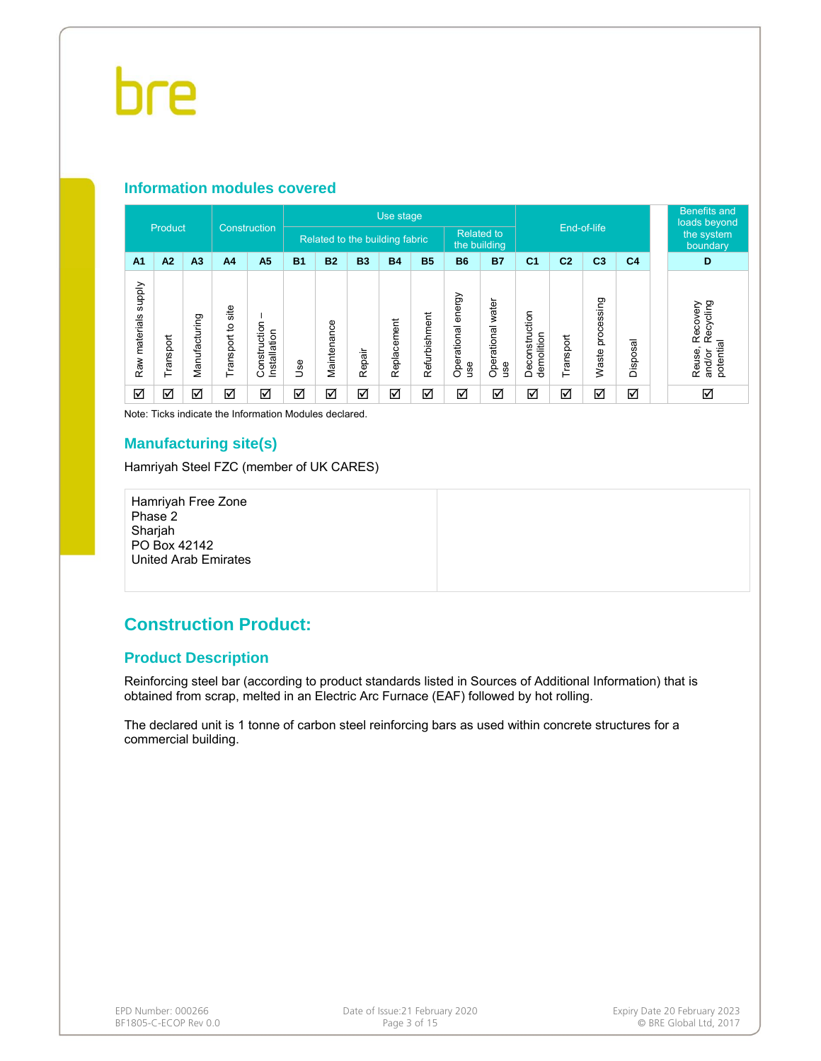## Information modules covered

| Product | | | Construction | | Use stage | | | | | | | End-of-life | | | | Benefits and loads beyond the system boundary |
|---|---|---|---|---|---|---|---|---|---|---|---|---|---|---|---|---|
| | | | | | Related to the building fabric | | | | | Related to the building | | | | | | |
| A1 | A2 | A3 | A4 | A5 | B1 | B2 | B3 | B4 | B5 | B6 | B7 | C1 | C2 | C3 | C4 | D |
| Raw materials supply | Transport | Manufacturing | Transport to site | Construction – Installation | Use | Maintenance | Repair | Replacement | Refurbishment | Operational energy use | Operational water use | Deconstruction demolition | Transport | Waste processing | Disposal | Reuse, Recovery and/or Recycling potential |
| ☑ | ☑ | ☑ | ☑ | ☑ | ☑ | ☑ | ☑ | ☑ | ☑ | ☑ | ☑ | ☑ | ☑ | ☑ | ☑ | ☑ |

Note: Ticks indicate the Information Modules declared.

## Manufacturing site(s)

Hamriyah Steel FZC (member of UK CARES)

| Hamriyah Free Zone<br>Phase 2<br>Sharjah<br>PO Box 42142<br>United Arab Emirates | |
|---|---|

# Construction Product:

## Product Description

Reinforcing steel bar (according to product standards listed in Sources of Additional Information) that is obtained from scrap, melted in an Electric Arc Furnace (EAF) followed by hot rolling.

The declared unit is 1 tonne of carbon steel reinforcing bars as used within concrete structures for a commercial building.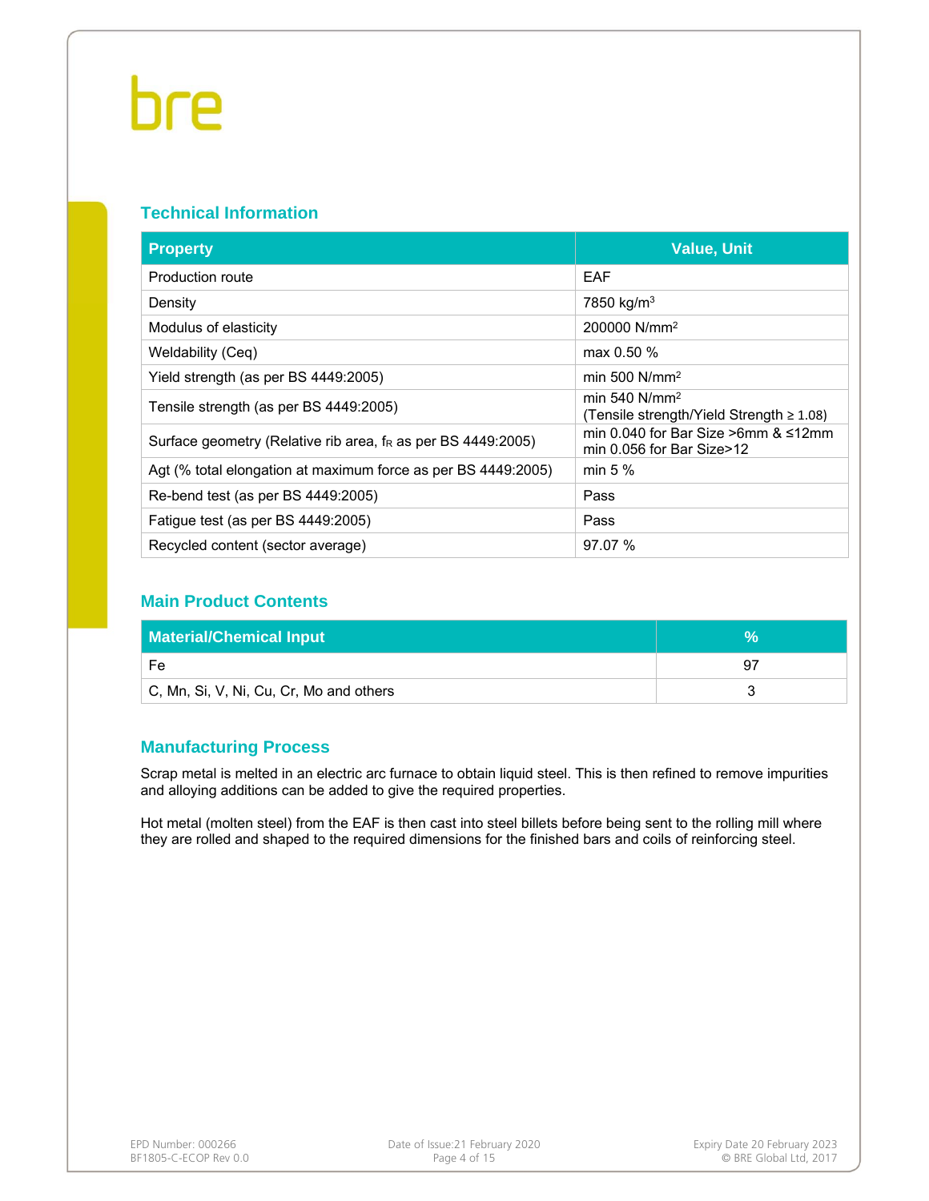## Technical Information

| Property | Value, Unit |
| --- | --- |
| Production route | EAF |
| Density | 7850 kg/m$^3$ |
| Modulus of elasticity | 200000 N/mm$^2$ |
| Weldability (Ceq) | max 0.50 % |
| Yield strength (as per BS 4449:2005) | min 500 N/mm$^2$ |
| Tensile strength (as per BS 4449:2005) | min 540 N/mm$^2$ (Tensile strength/Yield Strength ≥ 1.08) |
| Surface geometry (Relative rib area, $f_R$ as per BS 4449:2005) | min 0.040 for Bar Size >6mm & ≤12mm min 0.056 for Bar Size>12 |
| Agt (% total elongation at maximum force as per BS 4449:2005) | min 5 % |
| Re-bend test (as per BS 4449:2005) | Pass |
| Fatigue test (as per BS 4449:2005) | Pass |
| Recycled content (sector average) | 97.07 % |

## Main Product Contents

| Material/Chemical Input | % |
| --- | --- |
| Fe | 97 |
| C, Mn, Si, V, Ni, Cu, Cr, Mo and others | 3 |

## Manufacturing Process

Scrap metal is melted in an electric arc furnace to obtain liquid steel. This is then refined to remove impurities and alloying additions can be added to give the required properties.

Hot metal (molten steel) from the EAF is then cast into steel billets before being sent to the rolling mill where they are rolled and shaped to the required dimensions for the finished bars and coils of reinforcing steel.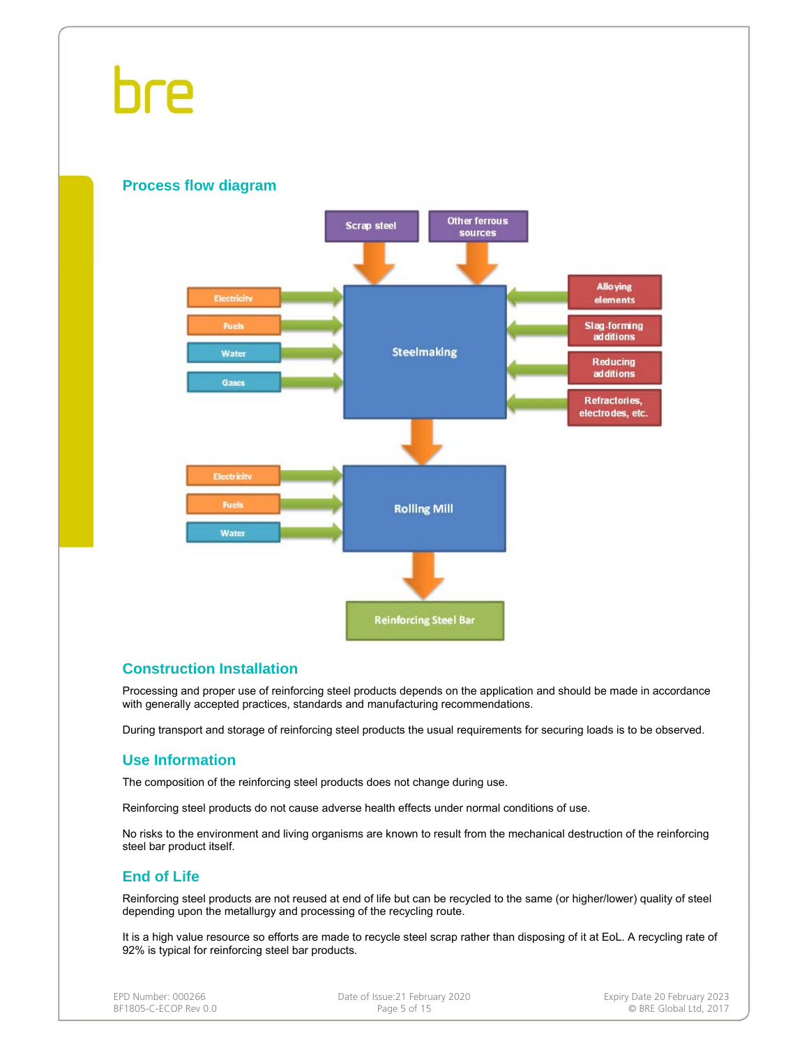## Process flow diagram

Scrap steel → Steelmaking
Other ferrous sources → Steelmaking

Electricity, Fuels, Water, Gases → Steelmaking
Alloying elements, Slag-forming additions, Reducing additions, Refractories, electrodes, etc. → Steelmaking

Steelmaking → Rolling Mill

Electricity, Fuels, Water → Rolling Mill

Rolling Mill → Reinforcing Steel Bar

## Construction Installation

Processing and proper use of reinforcing steel products depends on the application and should be made in accordance with generally accepted practices, standards and manufacturing recommendations.

During transport and storage of reinforcing steel products the usual requirements for securing loads is to be observed.

## Use Information

The composition of the reinforcing steel products does not change during use.

Reinforcing steel products do not cause adverse health effects under normal conditions of use.

No risks to the environment and living organisms are known to result from the mechanical destruction of the reinforcing steel bar product itself.

## End of Life

Reinforcing steel products are not reused at end of life but can be recycled to the same (or higher/lower) quality of steel depending upon the metallurgy and processing of the recycling route.

It is a high value resource so efforts are made to recycle steel scrap rather than disposing of it at EoL. A recycling rate of 92% is typical for reinforcing steel bar products.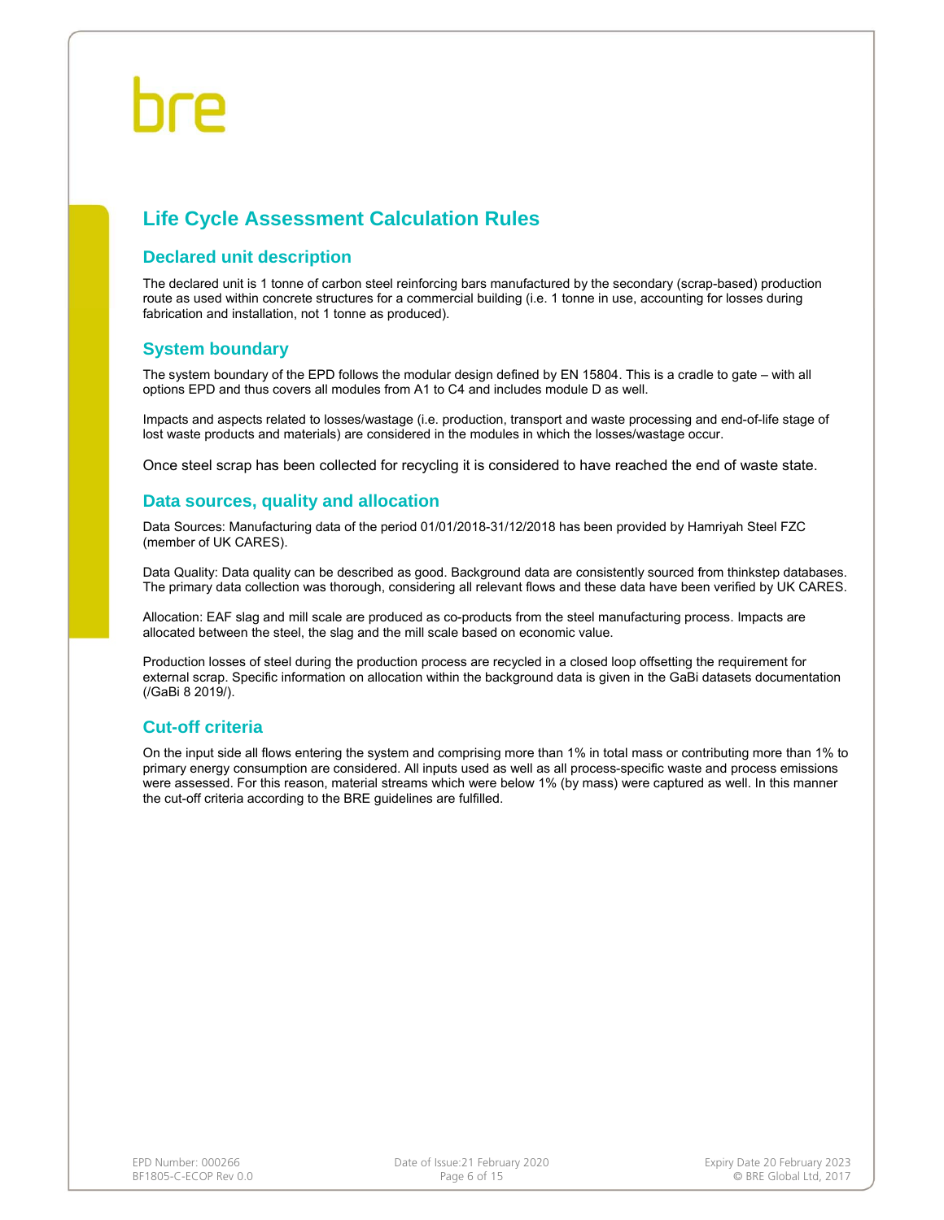## Life Cycle Assessment Calculation Rules

### Declared unit description

The declared unit is 1 tonne of carbon steel reinforcing bars manufactured by the secondary (scrap-based) production route as used within concrete structures for a commercial building (i.e. 1 tonne in use, accounting for losses during fabrication and installation, not 1 tonne as produced).

### System boundary

The system boundary of the EPD follows the modular design defined by EN 15804. This is a cradle to gate – with all options EPD and thus covers all modules from A1 to C4 and includes module D as well.

Impacts and aspects related to losses/wastage (i.e. production, transport and waste processing and end-of-life stage of lost waste products and materials) are considered in the modules in which the losses/wastage occur.

Once steel scrap has been collected for recycling it is considered to have reached the end of waste state.

### Data sources, quality and allocation

Data Sources: Manufacturing data of the period 01/01/2018-31/12/2018 has been provided by Hamriyah Steel FZC (member of UK CARES).

Data Quality: Data quality can be described as good. Background data are consistently sourced from thinkstep databases. The primary data collection was thorough, considering all relevant flows and these data have been verified by UK CARES.

Allocation: EAF slag and mill scale are produced as co-products from the steel manufacturing process. Impacts are allocated between the steel, the slag and the mill scale based on economic value.

Production losses of steel during the production process are recycled in a closed loop offsetting the requirement for external scrap. Specific information on allocation within the background data is given in the GaBi datasets documentation (/GaBi 8 2019/).

### Cut-off criteria

On the input side all flows entering the system and comprising more than 1% in total mass or contributing more than 1% to primary energy consumption are considered. All inputs used as well as all process-specific waste and process emissions were assessed. For this reason, material streams which were below 1% (by mass) were captured as well. In this manner the cut-off criteria according to the BRE guidelines are fulfilled.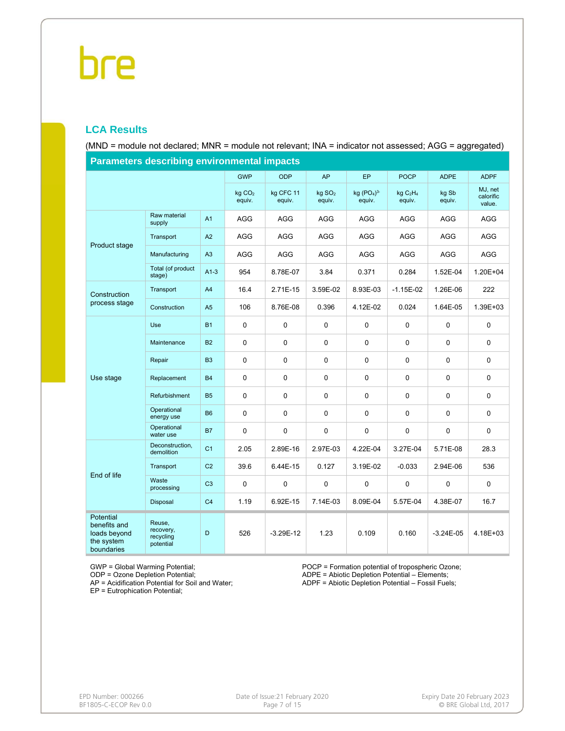## LCA Results

(MND = module not declared; MNR = module not relevant; INA = indicator not assessed; AGG = aggregated)

**Parameters describing environmental impacts**

| | | | GWP | ODP | AP | EP | POCP | ADPE | ADPF |
|---|---|---|---|---|---|---|---|---|---|
| | | | kg $CO_2$ equiv. | kg CFC 11 equiv. | kg $SO_2$ equiv. | kg $(PO_4)^{3-}$ equiv. | kg $C_2H_4$ equiv. | kg Sb equiv. | MJ, net calorific value. |
| Product stage | Raw material supply | A1 | AGG | AGG | AGG | AGG | AGG | AGG | AGG |
| | Transport | A2 | AGG | AGG | AGG | AGG | AGG | AGG | AGG |
| | Manufacturing | A3 | AGG | AGG | AGG | AGG | AGG | AGG | AGG |
| | Total (of product stage) | A1-3 | 954 | 8.78E-07 | 3.84 | 0.371 | 0.284 | 1.52E-04 | 1.20E+04 |
| Construction process stage | Transport | A4 | 16.4 | 2.71E-15 | 3.59E-02 | 8.93E-03 | -1.15E-02 | 1.26E-06 | 222 |
| | Construction | A5 | 106 | 8.76E-08 | 0.396 | 4.12E-02 | 0.024 | 1.64E-05 | 1.39E+03 |
| Use stage | Use | B1 | 0 | 0 | 0 | 0 | 0 | 0 | 0 |
| | Maintenance | B2 | 0 | 0 | 0 | 0 | 0 | 0 | 0 |
| | Repair | B3 | 0 | 0 | 0 | 0 | 0 | 0 | 0 |
| | Replacement | B4 | 0 | 0 | 0 | 0 | 0 | 0 | 0 |
| | Refurbishment | B5 | 0 | 0 | 0 | 0 | 0 | 0 | 0 |
| | Operational energy use | B6 | 0 | 0 | 0 | 0 | 0 | 0 | 0 |
| | Operational water use | B7 | 0 | 0 | 0 | 0 | 0 | 0 | 0 |
| End of life | Deconstruction, demolition | C1 | 2.05 | 2.89E-16 | 2.97E-03 | 4.22E-04 | 3.27E-04 | 5.71E-08 | 28.3 |
| | Transport | C2 | 39.6 | 6.44E-15 | 0.127 | 3.19E-02 | -0.033 | 2.94E-06 | 536 |
| | Waste processing | C3 | 0 | 0 | 0 | 0 | 0 | 0 | 0 |
| | Disposal | C4 | 1.19 | 6.92E-15 | 7.14E-03 | 8.09E-04 | 5.57E-04 | 4.38E-07 | 16.7 |
| Potential benefits and loads beyond the system boundaries | Reuse, recovery, recycling potential | D | 526 | -3.29E-12 | 1.23 | 0.109 | 0.160 | -3.24E-05 | 4.18E+03 |

GWP = Global Warming Potential;
ODP = Ozone Depletion Potential;
AP = Acidification Potential for Soil and Water;
EP = Eutrophication Potential;
POCP = Formation potential of tropospheric Ozone;
ADPE = Abiotic Depletion Potential – Elements;
ADPF = Abiotic Depletion Potential – Fossil Fuels;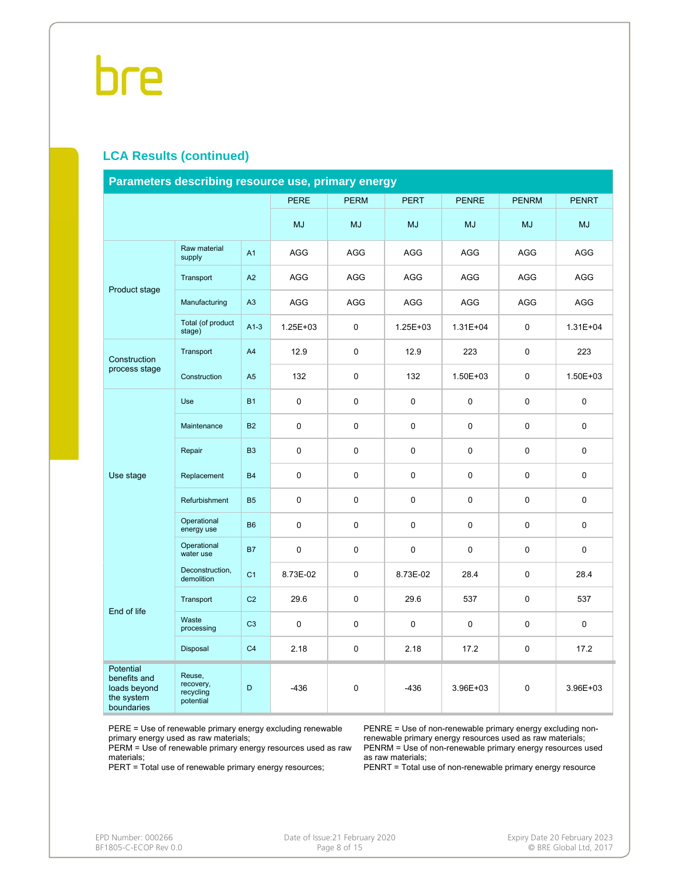## LCA Results (continued)

| Parameters describing resource use, primary energy | | | PERE | PERM | PERT | PENRE | PENRM | PENRT |
|---|---|---|---|---|---|---|---|---|
| | | | MJ | MJ | MJ | MJ | MJ | MJ |
| Product stage | Raw material supply | A1 | AGG | AGG | AGG | AGG | AGG | AGG |
| | Transport | A2 | AGG | AGG | AGG | AGG | AGG | AGG |
| | Manufacturing | A3 | AGG | AGG | AGG | AGG | AGG | AGG |
| | Total (of product stage) | A1-3 | 1.25E+03 | 0 | 1.25E+03 | 1.31E+04 | 0 | 1.31E+04 |
| Construction process stage | Transport | A4 | 12.9 | 0 | 12.9 | 223 | 0 | 223 |
| | Construction | A5 | 132 | 0 | 132 | 1.50E+03 | 0 | 1.50E+03 |
| Use stage | Use | B1 | 0 | 0 | 0 | 0 | 0 | 0 |
| | Maintenance | B2 | 0 | 0 | 0 | 0 | 0 | 0 |
| | Repair | B3 | 0 | 0 | 0 | 0 | 0 | 0 |
| | Replacement | B4 | 0 | 0 | 0 | 0 | 0 | 0 |
| | Refurbishment | B5 | 0 | 0 | 0 | 0 | 0 | 0 |
| | Operational energy use | B6 | 0 | 0 | 0 | 0 | 0 | 0 |
| | Operational water use | B7 | 0 | 0 | 0 | 0 | 0 | 0 |
| End of life | Deconstruction, demolition | C1 | 8.73E-02 | 0 | 8.73E-02 | 28.4 | 0 | 28.4 |
| | Transport | C2 | 29.6 | 0 | 29.6 | 537 | 0 | 537 |
| | Waste processing | C3 | 0 | 0 | 0 | 0 | 0 | 0 |
| | Disposal | C4 | 2.18 | 0 | 2.18 | 17.2 | 0 | 17.2 |
| Potential benefits and loads beyond the system boundaries | Reuse, recovery, recycling potential | D | -436 | 0 | -436 | 3.96E+03 | 0 | 3.96E+03 |

PERE = Use of renewable primary energy excluding renewable primary energy used as raw materials;
PERM = Use of renewable primary energy resources used as raw materials;
PERT = Total use of renewable primary energy resources;

PENRE = Use of non-renewable primary energy excluding non-renewable primary energy resources used as raw materials;
PENRM = Use of non-renewable primary energy resources used as raw materials;
PENRT = Total use of non-renewable primary energy resource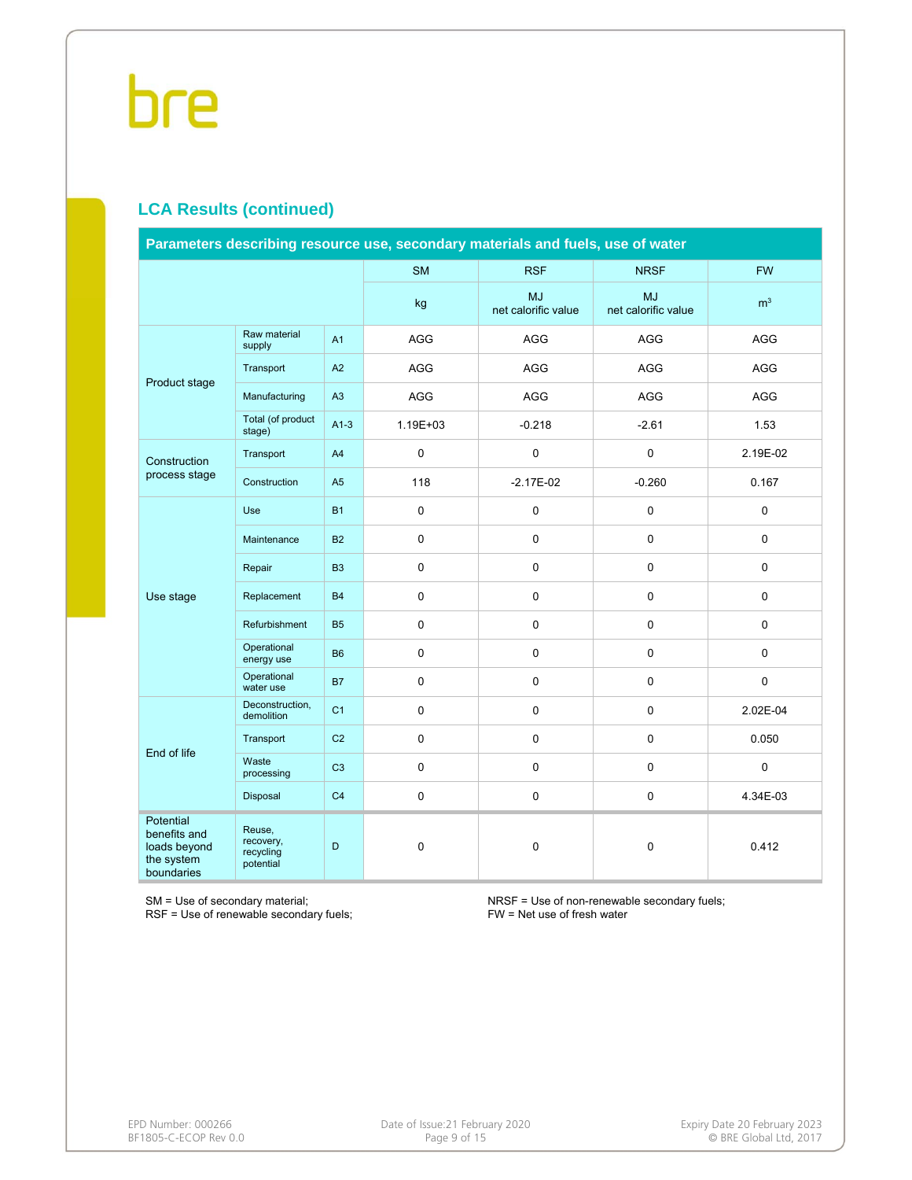## LCA Results (continued)

| Parameters describing resource use, secondary materials and fuels, use of water | | | | | | |
|---|---|---|---|---|---|---|
| | | | SM | RSF | NRSF | FW |
| | | | kg | MJ net calorific value | MJ net calorific value | $m^3$ |
| Product stage | Raw material supply | A1 | AGG | AGG | AGG | AGG |
| | Transport | A2 | AGG | AGG | AGG | AGG |
| | Manufacturing | A3 | AGG | AGG | AGG | AGG |
| | Total (of product stage) | A1-3 | 1.19E+03 | -0.218 | -2.61 | 1.53 |
| Construction process stage | Transport | A4 | 0 | 0 | 0 | 2.19E-02 |
| | Construction | A5 | 118 | -2.17E-02 | -0.260 | 0.167 |
| Use stage | Use | B1 | 0 | 0 | 0 | 0 |
| | Maintenance | B2 | 0 | 0 | 0 | 0 |
| | Repair | B3 | 0 | 0 | 0 | 0 |
| | Replacement | B4 | 0 | 0 | 0 | 0 |
| | Refurbishment | B5 | 0 | 0 | 0 | 0 |
| | Operational energy use | B6 | 0 | 0 | 0 | 0 |
| | Operational water use | B7 | 0 | 0 | 0 | 0 |
| End of life | Deconstruction, demolition | C1 | 0 | 0 | 0 | 2.02E-04 |
| | Transport | C2 | 0 | 0 | 0 | 0.050 |
| | Waste processing | C3 | 0 | 0 | 0 | 0 |
| | Disposal | C4 | 0 | 0 | 0 | 4.34E-03 |
| Potential benefits and loads beyond the system boundaries | Reuse, recovery, recycling potential | D | 0 | 0 | 0 | 0.412 |

SM = Use of secondary material;
RSF = Use of renewable secondary fuels;
NRSF = Use of non-renewable secondary fuels;
FW = Net use of fresh water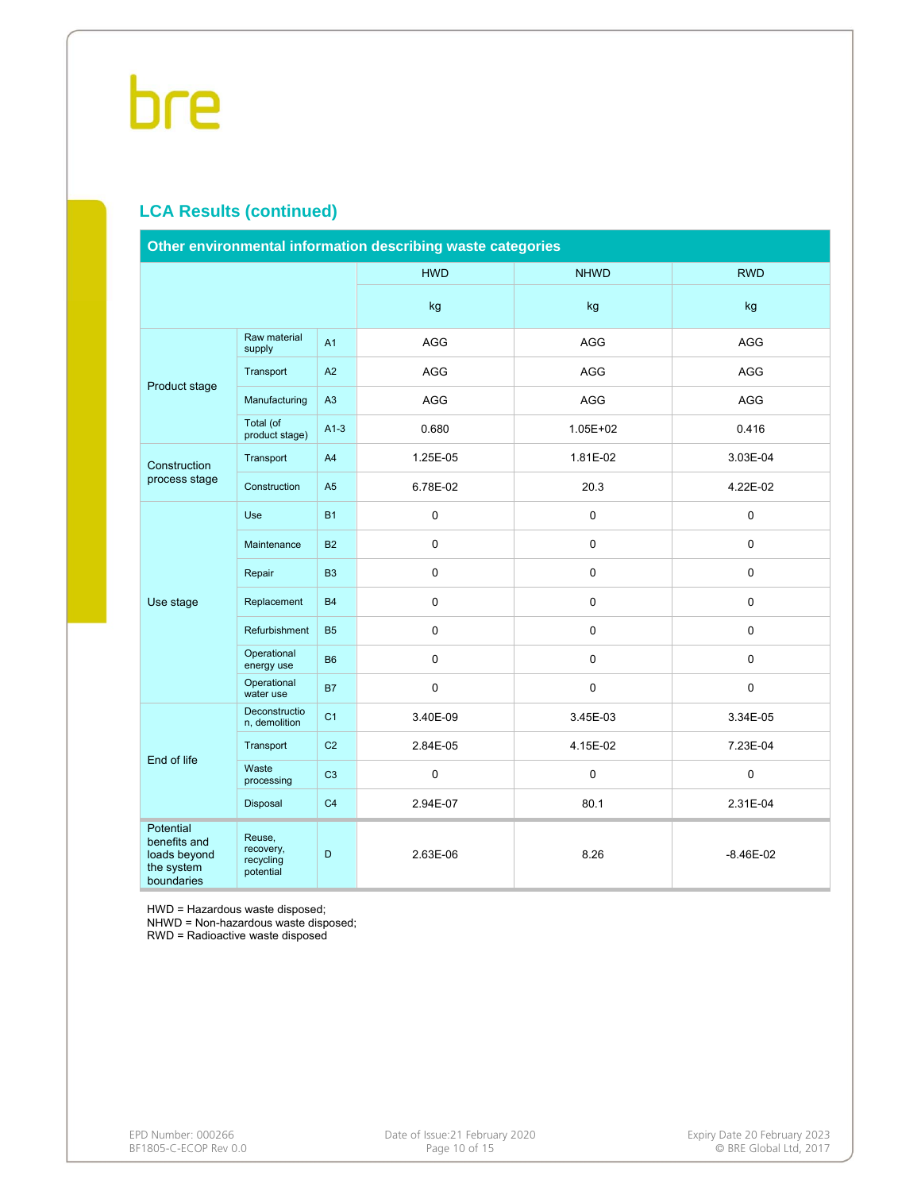## LCA Results (continued)

| Other environmental information describing waste categories | | | | | |
|---|---|---|---|---|---|
| | | | HWD | NHWD | RWD |
| | | | kg | kg | kg |
| Product stage | Raw material supply | A1 | AGG | AGG | AGG |
| | Transport | A2 | AGG | AGG | AGG |
| | Manufacturing | A3 | AGG | AGG | AGG |
| | Total (of product stage) | A1-3 | 0.680 | 1.05E+02 | 0.416 |
| Construction process stage | Transport | A4 | 1.25E-05 | 1.81E-02 | 3.03E-04 |
| | Construction | A5 | 6.78E-02 | 20.3 | 4.22E-02 |
| Use stage | Use | B1 | 0 | 0 | 0 |
| | Maintenance | B2 | 0 | 0 | 0 |
| | Repair | B3 | 0 | 0 | 0 |
| | Replacement | B4 | 0 | 0 | 0 |
| | Refurbishment | B5 | 0 | 0 | 0 |
| | Operational energy use | B6 | 0 | 0 | 0 |
| | Operational water use | B7 | 0 | 0 | 0 |
| End of life | Deconstruction, demolition | C1 | 3.40E-09 | 3.45E-03 | 3.34E-05 |
| | Transport | C2 | 2.84E-05 | 4.15E-02 | 7.23E-04 |
| | Waste processing | C3 | 0 | 0 | 0 |
| | Disposal | C4 | 2.94E-07 | 80.1 | 2.31E-04 |
| Potential benefits and loads beyond the system boundaries | Reuse, recovery, recycling potential | D | 2.63E-06 | 8.26 | -8.46E-02 |

HWD = Hazardous waste disposed;
NHWD = Non-hazardous waste disposed;
RWD = Radioactive waste disposed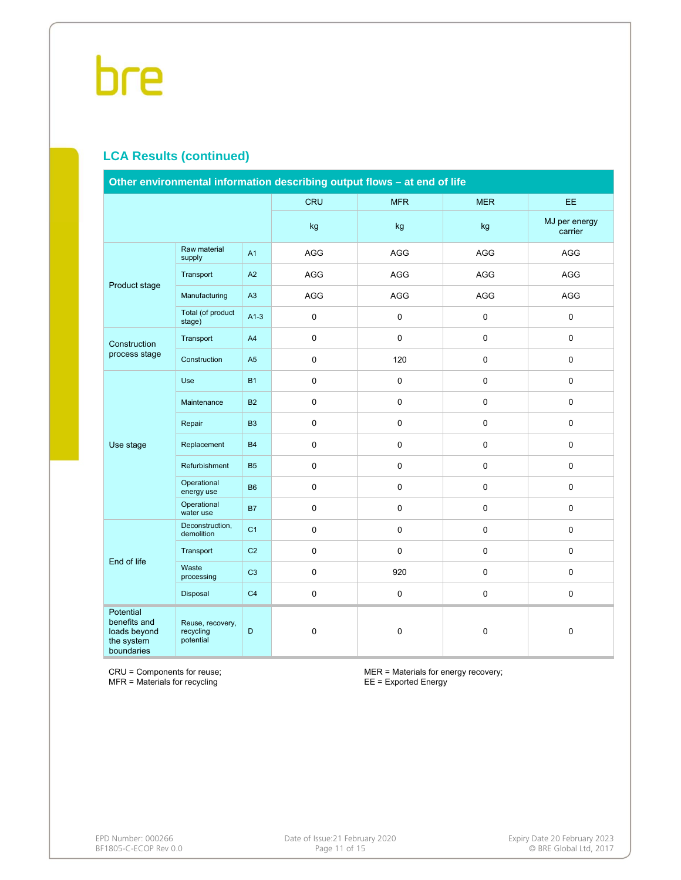## LCA Results (continued)

| Other environmental information describing output flows – at end of life | | | | | | |
|---|---|---|---|---|---|---|
| | | | CRU | MFR | MER | EE |
| | | | kg | kg | kg | MJ per energy carrier |
| Product stage | Raw material supply | A1 | AGG | AGG | AGG | AGG |
| | Transport | A2 | AGG | AGG | AGG | AGG |
| | Manufacturing | A3 | AGG | AGG | AGG | AGG |
| | Total (of product stage) | A1-3 | 0 | 0 | 0 | 0 |
| Construction process stage | Transport | A4 | 0 | 0 | 0 | 0 |
| | Construction | A5 | 0 | 120 | 0 | 0 |
| Use stage | Use | B1 | 0 | 0 | 0 | 0 |
| | Maintenance | B2 | 0 | 0 | 0 | 0 |
| | Repair | B3 | 0 | 0 | 0 | 0 |
| | Replacement | B4 | 0 | 0 | 0 | 0 |
| | Refurbishment | B5 | 0 | 0 | 0 | 0 |
| | Operational energy use | B6 | 0 | 0 | 0 | 0 |
| | Operational water use | B7 | 0 | 0 | 0 | 0 |
| End of life | Deconstruction, demolition | C1 | 0 | 0 | 0 | 0 |
| | Transport | C2 | 0 | 0 | 0 | 0 |
| | Waste processing | C3 | 0 | 920 | 0 | 0 |
| | Disposal | C4 | 0 | 0 | 0 | 0 |
| Potential benefits and loads beyond the system boundaries | Reuse, recovery, recycling potential | D | 0 | 0 | 0 | 0 |

CRU = Components for reuse;
MFR = Materials for recycling

MER = Materials for energy recovery;
EE = Exported Energy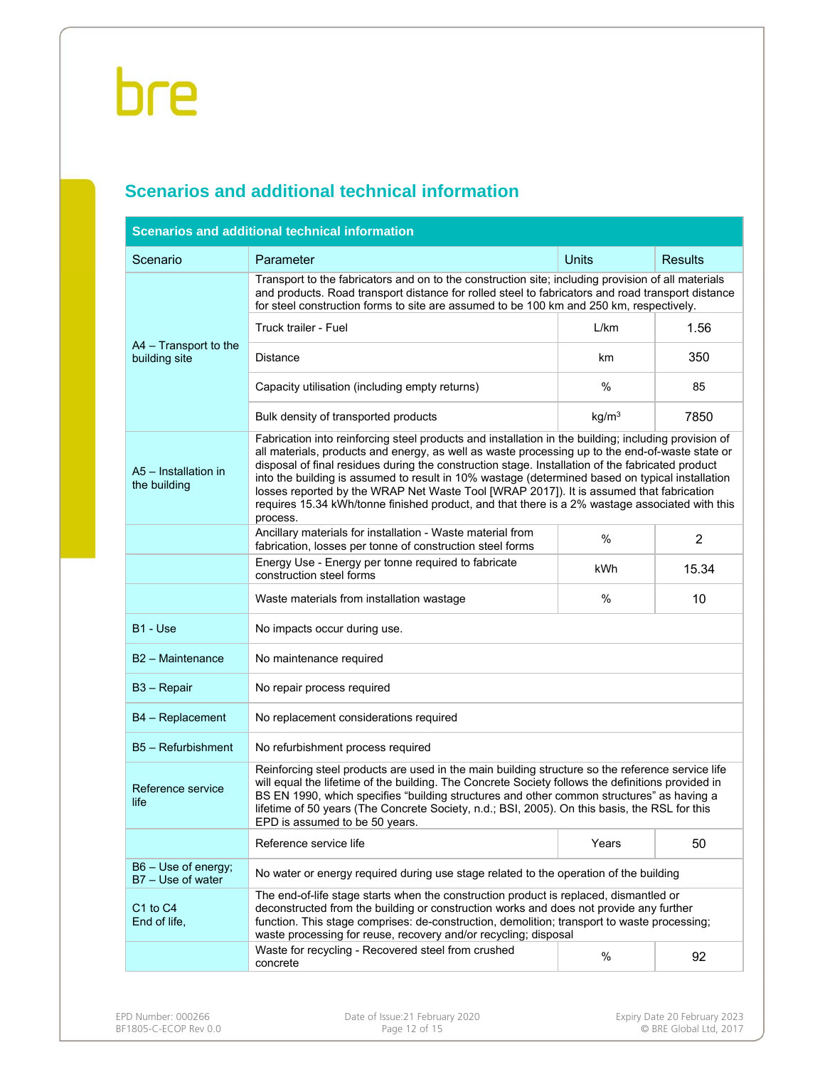## Scenarios and additional technical information

| Scenarios and additional technical information | | | |
|---|---|---|---|
| Scenario | Parameter | Units | Results |
| A4 – Transport to the building site | Transport to the fabricators and on to the construction site; including provision of all materials and products. Road transport distance for rolled steel to fabricators and road transport distance for steel construction forms to site are assumed to be 100 km and 250 km, respectively. | | |
| | Truck trailer - Fuel | L/km | 1.56 |
| | Distance | km | 350 |
| | Capacity utilisation (including empty returns) | % | 85 |
| | Bulk density of transported products | kg/m$^3$ | 7850 |
| A5 – Installation in the building | Fabrication into reinforcing steel products and installation in the building; including provision of all materials, products and energy, as well as waste processing up to the end-of-waste state or disposal of final residues during the construction stage. Installation of the fabricated product into the building is assumed to result in 10% wastage (determined based on typical installation losses reported by the WRAP Net Waste Tool [WRAP 2017]). It is assumed that fabrication requires 15.34 kWh/tonne finished product, and that there is a 2% wastage associated with this process. | | |
| | Ancillary materials for installation - Waste material from fabrication, losses per tonne of construction steel forms | % | 2 |
| | Energy Use - Energy per tonne required to fabricate construction steel forms | kWh | 15.34 |
| | Waste materials from installation wastage | % | 10 |
| B1 - Use | No impacts occur during use. | | |
| B2 – Maintenance | No maintenance required | | |
| B3 – Repair | No repair process required | | |
| B4 – Replacement | No replacement considerations required | | |
| B5 – Refurbishment | No refurbishment process required | | |
| Reference service life | Reinforcing steel products are used in the main building structure so the reference service life will equal the lifetime of the building. The Concrete Society follows the definitions provided in BS EN 1990, which specifies "building structures and other common structures" as having a lifetime of 50 years (The Concrete Society, n.d.; BSI, 2005). On this basis, the RSL for this EPD is assumed to be 50 years. | | |
| | Reference service life | Years | 50 |
| B6 – Use of energy; B7 – Use of water | No water or energy required during use stage related to the operation of the building | | |
| C1 to C4 End of life, | The end-of-life stage starts when the construction product is replaced, dismantled or deconstructed from the building or construction works and does not provide any further function. This stage comprises: de-construction, demolition; transport to waste processing; waste processing for reuse, recovery and/or recycling; disposal | | |
| | Waste for recycling - Recovered steel from crushed concrete | % | 92 |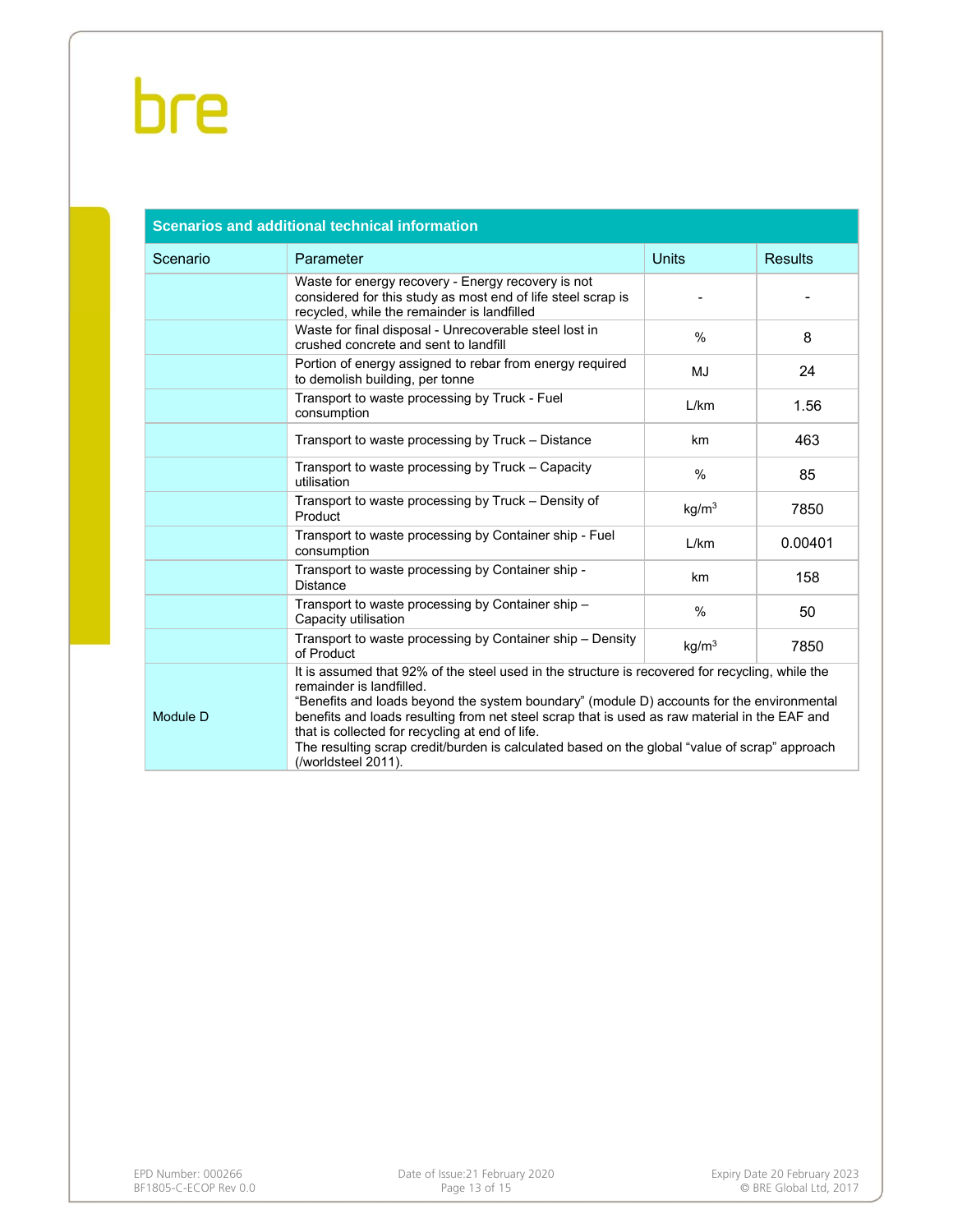| Scenarios and additional technical information | | | |
|---|---|---|---|
| Scenario | Parameter | Units | Results |
| | Waste for energy recovery - Energy recovery is not considered for this study as most end of life steel scrap is recycled, while the remainder is landfilled | - | - |
| | Waste for final disposal - Unrecoverable steel lost in crushed concrete and sent to landfill | % | 8 |
| | Portion of energy assigned to rebar from energy required to demolish building, per tonne | MJ | 24 |
| | Transport to waste processing by Truck - Fuel consumption | L/km | 1.56 |
| | Transport to waste processing by Truck – Distance | km | 463 |
| | Transport to waste processing by Truck – Capacity utilisation | % | 85 |
| | Transport to waste processing by Truck – Density of Product | $kg/m^3$ | 7850 |
| | Transport to waste processing by Container ship - Fuel consumption | L/km | 0.00401 |
| | Transport to waste processing by Container ship - Distance | km | 158 |
| | Transport to waste processing by Container ship – Capacity utilisation | % | 50 |
| | Transport to waste processing by Container ship – Density of Product | $kg/m^3$ | 7850 |
| Module D | It is assumed that 92% of the steel used in the structure is recovered for recycling, while the remainder is landfilled. "Benefits and loads beyond the system boundary" (module D) accounts for the environmental benefits and loads resulting from net steel scrap that is used as raw material in the EAF and that is collected for recycling at end of life. The resulting scrap credit/burden is calculated based on the global "value of scrap" approach (/worldsteel 2011). | | |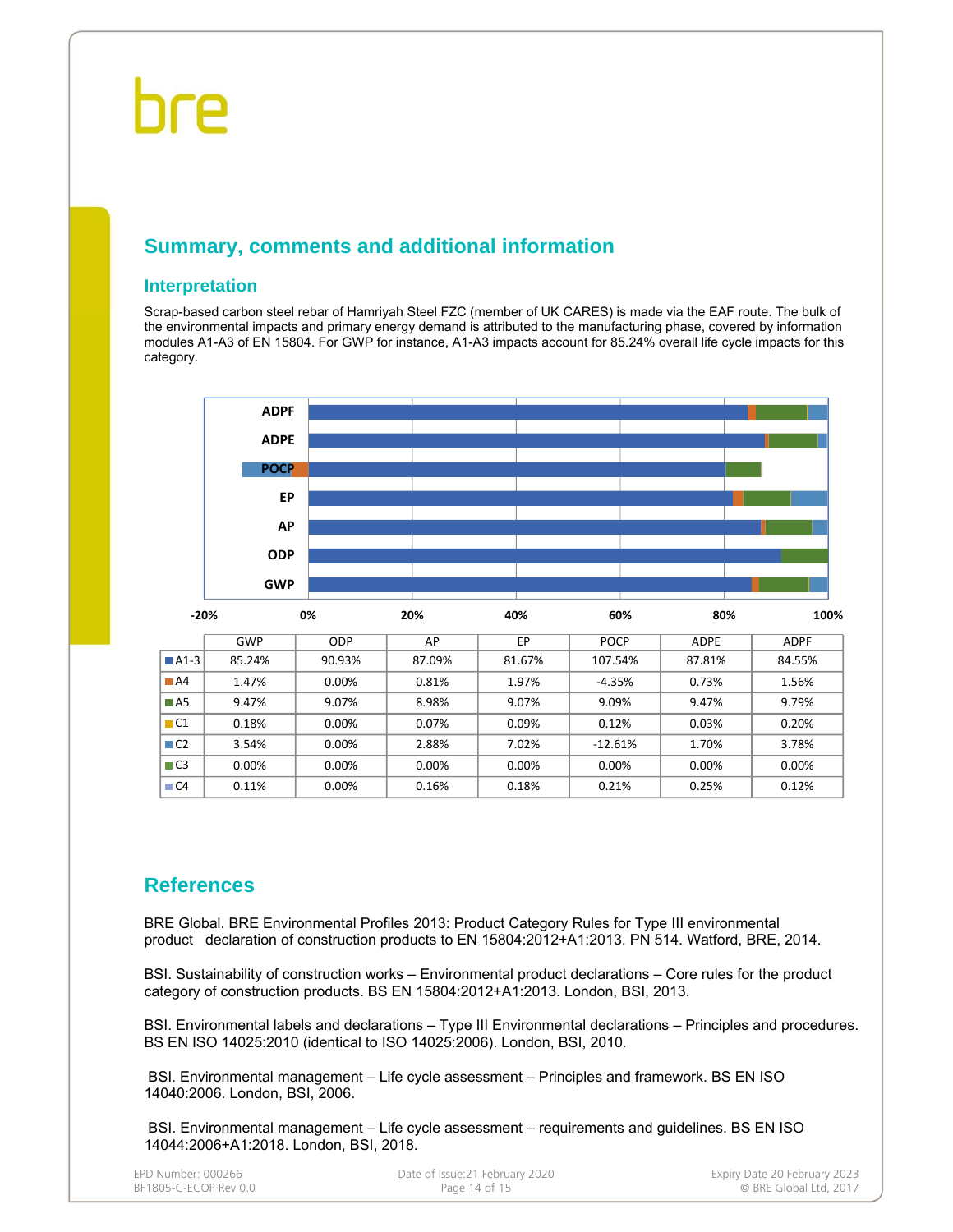## Summary, comments and additional information

### Interpretation

Scrap-based carbon steel rebar of Hamriyah Steel FZC (member of UK CARES) is made via the EAF route. The bulk of the environmental impacts and primary energy demand is attributed to the manufacturing phase, covered by information modules A1-A3 of EN 15804. For GWP for instance, A1-A3 impacts account for 85.24% overall life cycle impacts for this category.

| | GWP | ODP | AP | EP | POCP | ADPE | ADPF |
|---|---|---|---|---|---|---|---|
| A1-3 | 85.24% | 90.93% | 87.09% | 81.67% | 107.54% | 87.81% | 84.55% |
| A4 | 1.47% | 0.00% | 0.81% | 1.97% | -4.35% | 0.73% | 1.56% |
| A5 | 9.47% | 9.07% | 8.98% | 9.07% | 9.09% | 9.47% | 9.79% |
| C1 | 0.18% | 0.00% | 0.07% | 0.09% | 0.12% | 0.03% | 0.20% |
| C2 | 3.54% | 0.00% | 2.88% | 7.02% | -12.61% | 1.70% | 3.78% |
| C3 | 0.00% | 0.00% | 0.00% | 0.00% | 0.00% | 0.00% | 0.00% |
| C4 | 0.11% | 0.00% | 0.16% | 0.18% | 0.21% | 0.25% | 0.12% |

## References

BRE Global. BRE Environmental Profiles 2013: Product Category Rules for Type III environmental product declaration of construction products to EN 15804:2012+A1:2013. PN 514. Watford, BRE, 2014.

BSI. Sustainability of construction works – Environmental product declarations – Core rules for the product category of construction products. BS EN 15804:2012+A1:2013. London, BSI, 2013.

BSI. Environmental labels and declarations – Type III Environmental declarations – Principles and procedures. BS EN ISO 14025:2010 (identical to ISO 14025:2006). London, BSI, 2010.

BSI. Environmental management – Life cycle assessment – Principles and framework. BS EN ISO 14040:2006. London, BSI, 2006.

BSI. Environmental management – Life cycle assessment – requirements and guidelines. BS EN ISO 14044:2006+A1:2018. London, BSI, 2018.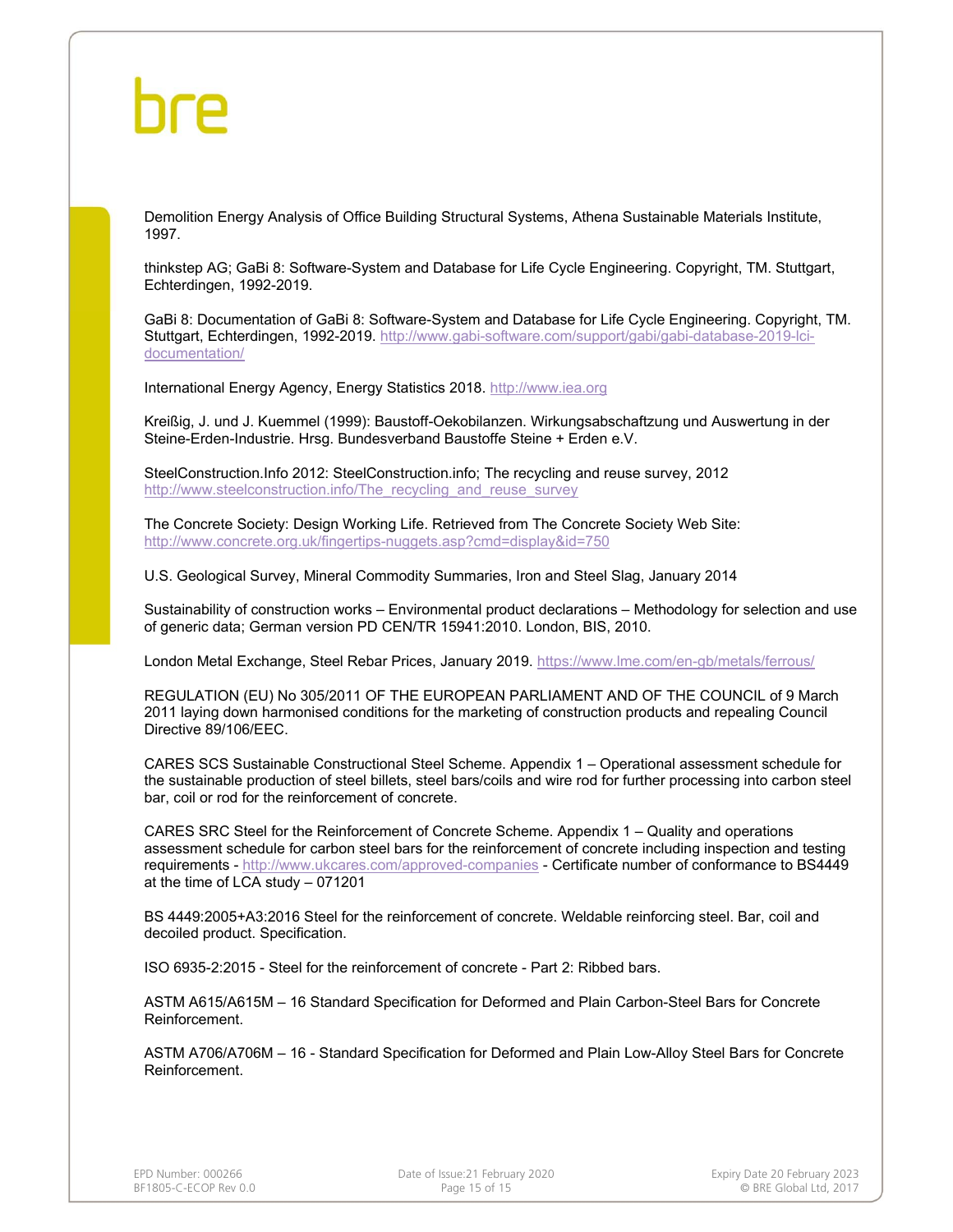Demolition Energy Analysis of Office Building Structural Systems, Athena Sustainable Materials Institute, 1997.

thinkstep AG; GaBi 8: Software-System and Database for Life Cycle Engineering. Copyright, TM. Stuttgart, Echterdingen, 1992-2019.

GaBi 8: Documentation of GaBi 8: Software-System and Database for Life Cycle Engineering. Copyright, TM. Stuttgart, Echterdingen, 1992-2019. http://www.gabi-software.com/support/gabi/gabi-database-2019-lci-documentation/

International Energy Agency, Energy Statistics 2018. http://www.iea.org

Kreißig, J. und J. Kuemmel (1999): Baustoff-Oekobilanzen. Wirkungsabschaftzung und Auswertung in der Steine-Erden-Industrie. Hrsg. Bundesverband Baustoffe Steine + Erden e.V.

SteelConstruction.Info 2012: SteelConstruction.info; The recycling and reuse survey, 2012 http://www.steelconstruction.info/The_recycling_and_reuse_survey

The Concrete Society: Design Working Life. Retrieved from The Concrete Society Web Site: http://www.concrete.org.uk/fingertips-nuggets.asp?cmd=display&id=750

U.S. Geological Survey, Mineral Commodity Summaries, Iron and Steel Slag, January 2014

Sustainability of construction works – Environmental product declarations – Methodology for selection and use of generic data; German version PD CEN/TR 15941:2010. London, BIS, 2010.

London Metal Exchange, Steel Rebar Prices, January 2019. https://www.lme.com/en-gb/metals/ferrous/

REGULATION (EU) No 305/2011 OF THE EUROPEAN PARLIAMENT AND OF THE COUNCIL of 9 March 2011 laying down harmonised conditions for the marketing of construction products and repealing Council Directive 89/106/EEC.

CARES SCS Sustainable Constructional Steel Scheme. Appendix 1 – Operational assessment schedule for the sustainable production of steel billets, steel bars/coils and wire rod for further processing into carbon steel bar, coil or rod for the reinforcement of concrete.

CARES SRC Steel for the Reinforcement of Concrete Scheme. Appendix 1 – Quality and operations assessment schedule for carbon steel bars for the reinforcement of concrete including inspection and testing requirements - http://www.ukcares.com/approved-companies - Certificate number of conformance to BS4449 at the time of LCA study – 071201

BS 4449:2005+A3:2016 Steel for the reinforcement of concrete. Weldable reinforcing steel. Bar, coil and decoiled product. Specification.

ISO 6935-2:2015 - Steel for the reinforcement of concrete - Part 2: Ribbed bars.

ASTM A615/A615M – 16 Standard Specification for Deformed and Plain Carbon-Steel Bars for Concrete Reinforcement.

ASTM A706/A706M – 16 - Standard Specification for Deformed and Plain Low-Alloy Steel Bars for Concrete Reinforcement.